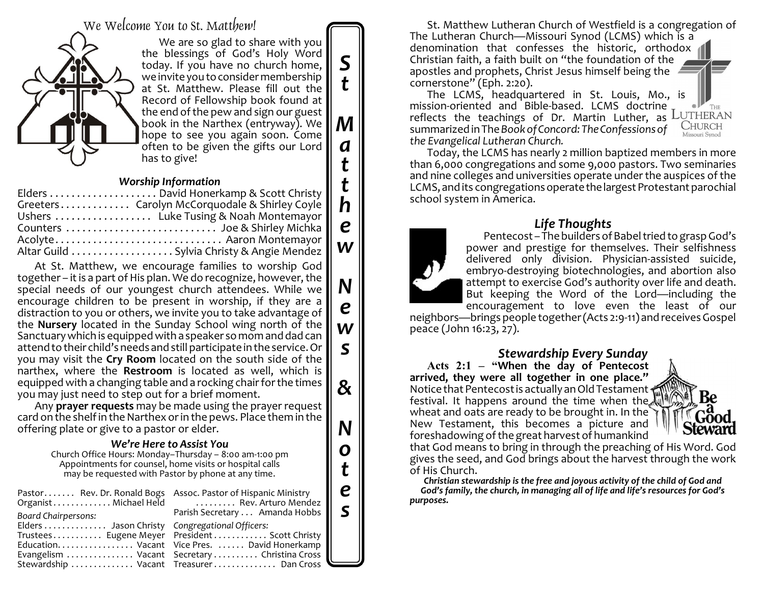# We Welcome You to St. Matthew!

We are so glad to share with you the blessings of God's Holy Word today. If you have no church home, we invite you to consider membership at St. Matthew. Please fill out the Record of Fellowship book found at the end of the pew and sign our guest book in the Narthex (entryway). We hope to see you again soon. Come often to be given the gifts our Lord has to give!

### *Worship Information*

Elders . . . . . . . . . . . . . . . . . . . . David Honerkamp & Scott Christy
Greeters . . . . . . . . . . . . . Carolyn McCorquodale & Shirley Coyle
Ushers . . . . . . . . . . . . . . . . . . Luke Tusing & Noah Montemayor
Counters . . . . . . . . . . . . . . . . . . . . . . . . . . . . Joe & Shirley Michka
Acolyte . . . . . . . . . . . . . . . . . . . . . . . . . . . . . . . Aaron Montemayor
Altar Guild . . . . . . . . . . . . . . . . . . . Sylvia Christy & Angie Mendez

At St. Matthew, we encourage families to worship God together – it is a part of His plan. We do recognize, however, the special needs of our youngest church attendees. While we encourage children to be present in worship, if they are a distraction to you or others, we invite you to take advantage of the **Nursery** located in the Sunday School wing north of the Sanctuary which is equipped with a speaker so mom and dad can attend to their child's needs and still participate in the service. Or you may visit the **Cry Room** located on the south side of the narthex, where the **Restroom** is located as well, which is equipped with a changing table and a rocking chair for the times you may just need to step out for a brief moment.

Any **prayer requests** may be made using the prayer request card on the shelf in the Narthex or in the pews. Place them in the offering plate or give to a pastor or elder.

### *We're Here to Assist You*

Church Office Hours: Monday–Thursday – 8:00 am-1:00 pm
Appointments for counsel, home visits or hospital calls may be requested with Pastor by phone at any time.

Pastor . . . . . . . Rev. Dr. Ronald Bogs
Organist . . . . . . . . . . . . . Michael Held

*Board Chairpersons:*
Elders . . . . . . . . . . . . . . Jason Christy
Trustees . . . . . . . . . . . Eugene Meyer
Education. . . . . . . . . . . . . . . . . Vacant
Evangelism . . . . . . . . . . . . . . . Vacant
Stewardship . . . . . . . . . . . . . . Vacant

Assoc. Pastor of Hispanic Ministry . . . . . . . . . Rev. Arturo Mendez
Parish Secretary . . . Amanda Hobbs

*Congregational Officers:*
President . . . . . . . . . . . . Scott Christy
Vice Pres. . . . . . . David Honerkamp
Secretary . . . . . . . . . . Christina Cross
Treasurer . . . . . . . . . . . . . . Dan Cross

# *St Matthew News & Notes*

St. Matthew Lutheran Church of Westfield is a congregation of The Lutheran Church—Missouri Synod (LCMS) which is a denomination that confesses the historic, orthodox Christian faith, a faith built on "the foundation of the apostles and prophets, Christ Jesus himself being the cornerstone" (Eph. 2:20).

The LCMS, headquartered in St. Louis, Mo., is mission-oriented and Bible-based. LCMS doctrine reflects the teachings of Dr. Martin Luther, as summarized in The *Book of Concord: The Confessions of the Evangelical Lutheran Church.*

Today, the LCMS has nearly 2 million baptized members in more than 6,000 congregations and some 9,000 pastors. Two seminaries and nine colleges and universities operate under the auspices of the LCMS, and its congregations operate the largest Protestant parochial school system in America.

## *Life Thoughts*

Pentecost – The builders of Babel tried to grasp God's power and prestige for themselves. Their selfishness delivered only division. Physician-assisted suicide, embryo-destroying biotechnologies, and abortion also attempt to exercise God's authority over life and death. But keeping the Word of the Lord—including the encouragement to love even the least of our neighbors—brings people together (Acts 2:9-11) and receives Gospel peace (John 16:23, 27).

## *Stewardship Every Sunday*

**Acts 2:1 – "When the day of Pentecost arrived, they were all together in one place."** Notice that Pentecost is actually an Old Testament festival. It happens around the time when the wheat and oats are ready to be brought in. In the New Testament, this becomes a picture and foreshadowing of the great harvest of humankind that God means to bring in through the preaching of His Word. God gives the seed, and God brings about the harvest through the work of His Church.

***Christian stewardship is the free and joyous activity of the child of God and God's family, the church, in managing all of life and life's resources for God's purposes.***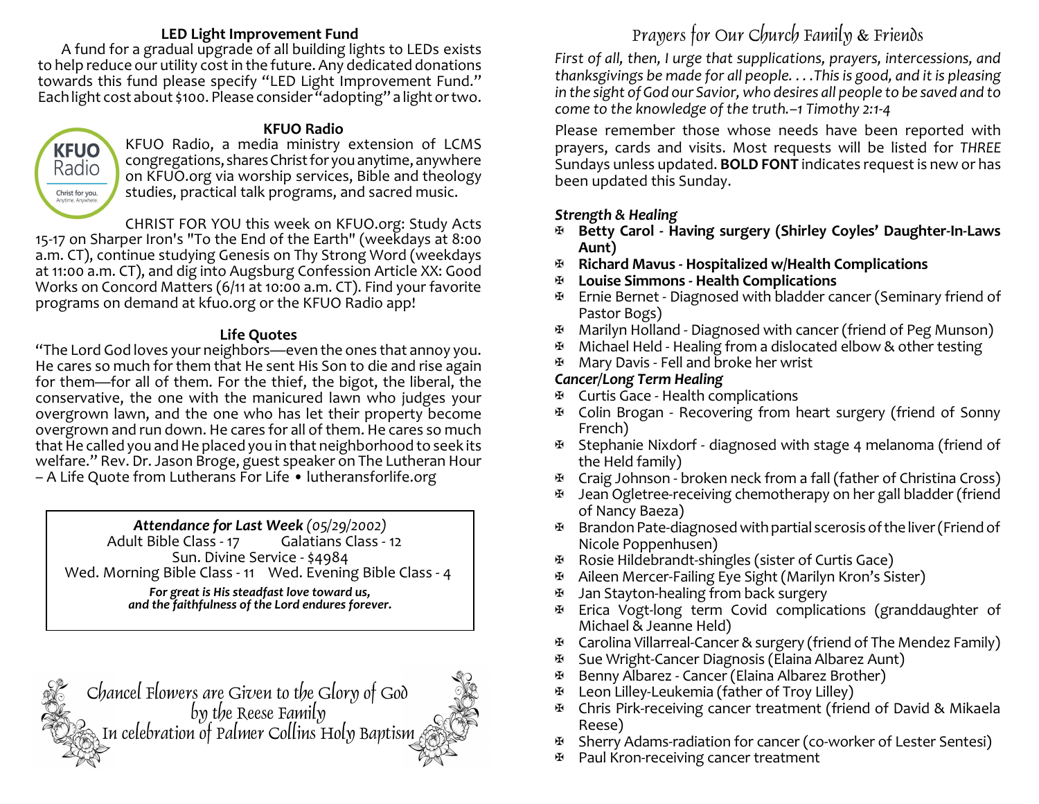### LED Light Improvement Fund

A fund for a gradual upgrade of all building lights to LEDs exists to help reduce our utility cost in the future. Any dedicated donations towards this fund please specify "LED Light Improvement Fund." Each light cost about $100. Please consider "adopting" a light or two.

### KFUO Radio

KFUO Radio, a media ministry extension of LCMS congregations, shares Christ for you anytime, anywhere on KFUO.org via worship services, Bible and theology studies, practical talk programs, and sacred music.

CHRIST FOR YOU this week on KFUO.org: Study Acts 15-17 on Sharper Iron's "To the End of the Earth" (weekdays at 8:00 a.m. CT), continue studying Genesis on Thy Strong Word (weekdays at 11:00 a.m. CT), and dig into Augsburg Confession Article XX: Good Works on Concord Matters (6/11 at 10:00 a.m. CT). Find your favorite programs on demand at kfuo.org or the KFUO Radio app!

### Life Quotes

"The Lord God loves your neighbors—even the ones that annoy you. He cares so much for them that He sent His Son to die and rise again for them—for all of them. For the thief, the bigot, the liberal, the conservative, the one with the manicured lawn who judges your overgrown lawn, and the one who has let their property become overgrown and run down. He cares for all of them. He cares so much that He called you and He placed you in that neighborhood to seek its welfare." Rev. Dr. Jason Broge, guest speaker on The Lutheran Hour – A Life Quote from Lutherans For Life • lutheransforlife.org

***Attendance for Last Week** (05/29/2002)*

Adult Bible Class - 17 Galatians Class - 12

Sun. Divine Service - $4984

Wed. Morning Bible Class - 11 Wed. Evening Bible Class - 4

***For great is His steadfast love toward us, and the faithfulness of the Lord endures forever.***

Chancel Flowers are Given to the Glory of God
by the Reese Family
In celebration of Palmer Collins Holy Baptism

## Prayers for Our Church Family & Friends

*First of all, then, I urge that supplications, prayers, intercessions, and thanksgivings be made for all people. . . .This is good, and it is pleasing in the sight of God our Savior, who desires all people to be saved and to come to the knowledge of the truth.–1 Timothy 2:1-4*

Please remember those whose needs have been reported with prayers, cards and visits. Most requests will be listed for *THREE* Sundays unless updated. **BOLD FONT** indicates request is new or has been updated this Sunday.

***Strength & Healing***

- **Betty Carol - Having surgery (Shirley Coyles' Daughter-In-Laws Aunt)**
- **Richard Mavus - Hospitalized w/Health Complications**
- **Louise Simmons - Health Complications**
- Ernie Bernet - Diagnosed with bladder cancer (Seminary friend of Pastor Bogs)
- Marilyn Holland - Diagnosed with cancer (friend of Peg Munson)
- Michael Held - Healing from a dislocated elbow & other testing
- Mary Davis - Fell and broke her wrist

***Cancer/Long Term Healing***

- Curtis Gace - Health complications
- Colin Brogan - Recovering from heart surgery (friend of Sonny French)
- Stephanie Nixdorf - diagnosed with stage 4 melanoma (friend of the Held family)
- Craig Johnson - broken neck from a fall (father of Christina Cross)
- Jean Ogletree-receiving chemotherapy on her gall bladder (friend of Nancy Baeza)
- Brandon Pate-diagnosed with partial scerosis of the liver (Friend of Nicole Poppenhusen)
- Rosie Hildebrandt-shingles (sister of Curtis Gace)
- Aileen Mercer-Failing Eye Sight (Marilyn Kron's Sister)
- Jan Stayton-healing from back surgery
- Erica Vogt-long term Covid complications (granddaughter of Michael & Jeanne Held)
- Carolina Villarreal-Cancer & surgery (friend of The Mendez Family)
- Sue Wright-Cancer Diagnosis (Elaina Albarez Aunt)
- Benny Albarez - Cancer (Elaina Albarez Brother)
- Leon Lilley-Leukemia (father of Troy Lilley)
- Chris Pirk-receiving cancer treatment (friend of David & Mikaela Reese)
- Sherry Adams-radiation for cancer (co-worker of Lester Sentesi)
- Paul Kron-receiving cancer treatment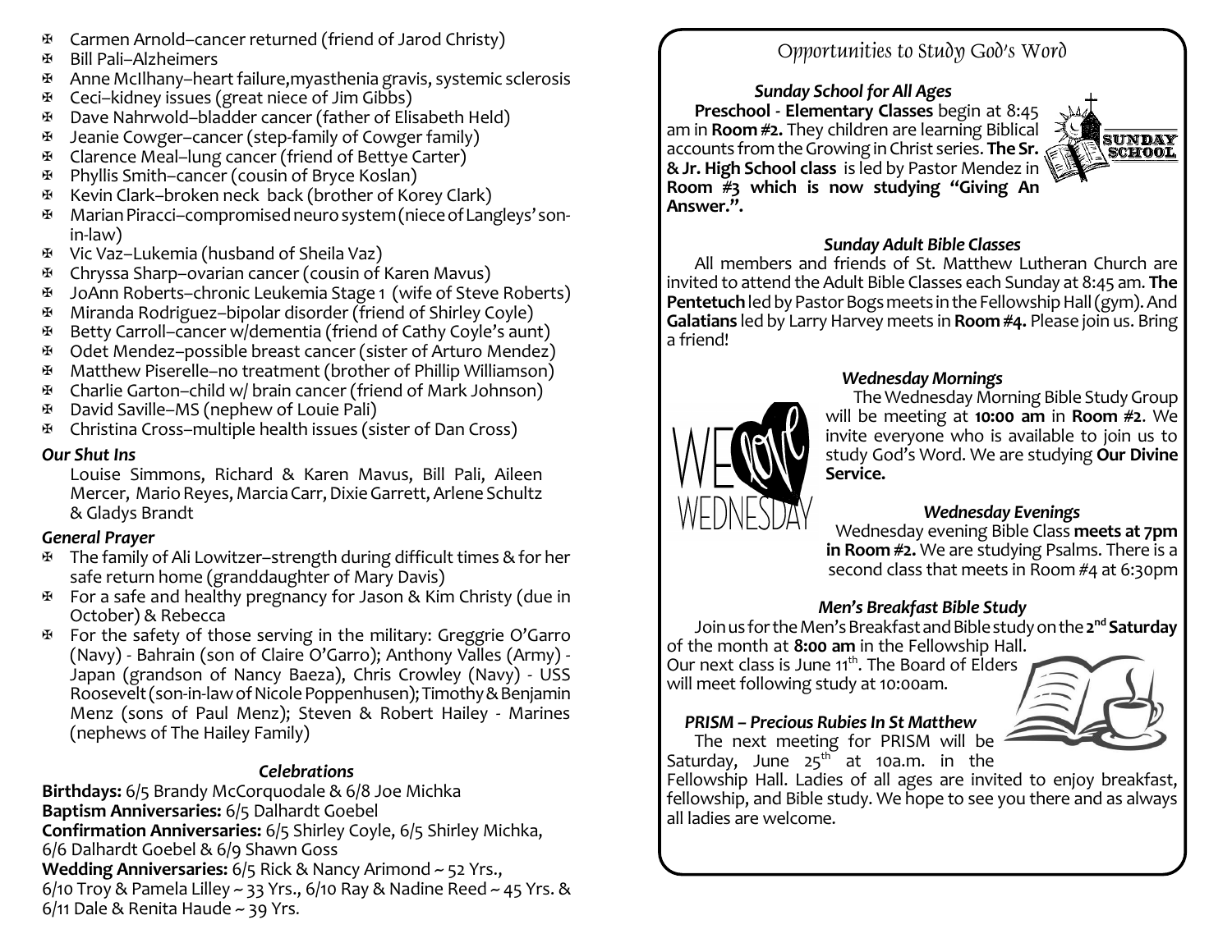- ✠ Carmen Arnold–cancer returned (friend of Jarod Christy)
- ✠ Bill Pali–Alzheimers
- ✠ Anne McIlhany–heart failure,myasthenia gravis, systemic sclerosis
- ✠ Ceci–kidney issues (great niece of Jim Gibbs)
- ✠ Dave Nahrwold–bladder cancer (father of Elisabeth Held)
- ✠ Jeanie Cowger–cancer (step-family of Cowger family)
- ✠ Clarence Meal–lung cancer (friend of Bettye Carter)
- ✠ Phyllis Smith–cancer (cousin of Bryce Koslan)
- ✠ Kevin Clark–broken neck back (brother of Korey Clark)
- ✠ Marian Piracci–compromised neuro system (niece of Langleys' son-in-law)
- ✠ Vic Vaz–Lukemia (husband of Sheila Vaz)
- ✠ Chryssa Sharp–ovarian cancer (cousin of Karen Mavus)
- ✠ JoAnn Roberts–chronic Leukemia Stage 1 (wife of Steve Roberts)
- ✠ Miranda Rodriguez–bipolar disorder (friend of Shirley Coyle)
- ✠ Betty Carroll–cancer w/dementia (friend of Cathy Coyle's aunt)
- ✠ Odet Mendez–possible breast cancer (sister of Arturo Mendez)
- ✠ Matthew Piserelle–no treatment (brother of Phillip Williamson)
- ✠ Charlie Garton–child w/ brain cancer (friend of Mark Johnson)
- ✠ David Saville–MS (nephew of Louie Pali)
- ✠ Christina Cross–multiple health issues (sister of Dan Cross)

### *Our Shut Ins*

Louise Simmons, Richard & Karen Mavus, Bill Pali, Aileen Mercer, Mario Reyes, Marcia Carr, Dixie Garrett, Arlene Schultz & Gladys Brandt

### *General Prayer*

- ✠ The family of Ali Lowitzer–strength during difficult times & for her safe return home (granddaughter of Mary Davis)
- ✠ For a safe and healthy pregnancy for Jason & Kim Christy (due in October) & Rebecca
- ✠ For the safety of those serving in the military: Greggrie O'Garro (Navy) - Bahrain (son of Claire O'Garro); Anthony Valles (Army) - Japan (grandson of Nancy Baeza), Chris Crowley (Navy) - USS Roosevelt (son-in-law of Nicole Poppenhusen); Timothy & Benjamin Menz (sons of Paul Menz); Steven & Robert Hailey - Marines (nephews of The Hailey Family)

### *Celebrations*

**Birthdays:** 6/5 Brandy McCorquodale & 6/8 Joe Michka
**Baptism Anniversaries:** 6/5 Dalhardt Goebel
**Confirmation Anniversaries:** 6/5 Shirley Coyle, 6/5 Shirley Michka, 6/6 Dalhardt Goebel & 6/9 Shawn Goss
**Wedding Anniversaries:** 6/5 Rick & Nancy Arimond ~ 52 Yrs., 6/10 Troy & Pamela Lilley ~ 33 Yrs., 6/10 Ray & Nadine Reed ~ 45 Yrs. & 6/11 Dale & Renita Haude ~ 39 Yrs.

## Opportunities to Study God's Word

### *Sunday School for All Ages*

**Preschool - Elementary Classes** begin at 8:45 am in **Room #2.** They children are learning Biblical accounts from the Growing in Christ series. **The Sr. & Jr. High School class** is led by Pastor Mendez in **Room #3 which is now studying "Giving An Answer.".**

### *Sunday Adult Bible Classes*

All members and friends of St. Matthew Lutheran Church are invited to attend the Adult Bible Classes each Sunday at 8:45 am. **The Pentetuch** led by Pastor Bogs meets in the Fellowship Hall (gym). And **Galatians** led by Larry Harvey meets in **Room #4.** Please join us. Bring a friend!

### *Wednesday Mornings*

The Wednesday Morning Bible Study Group will be meeting at **10:00 am** in **Room #2**. We invite everyone who is available to join us to study God's Word. We are studying **Our Divine Service.**

### *Wednesday Evenings*

Wednesday evening Bible Class **meets at 7pm in Room #2.** We are studying Psalms. There is a second class that meets in Room #4 at 6:30pm

### *Men's Breakfast Bible Study*

Join us for the Men's Breakfast and Bible study on the **2nd Saturday** of the month at **8:00 am** in the Fellowship Hall. Our next class is June 11th. The Board of Elders will meet following study at 10:00am.

### *PRISM – Precious Rubies In St Matthew*

The next meeting for PRISM will be Saturday, June 25th at 10a.m. in the Fellowship Hall. Ladies of all ages are invited to enjoy breakfast, fellowship, and Bible study. We hope to see you there and as always all ladies are welcome.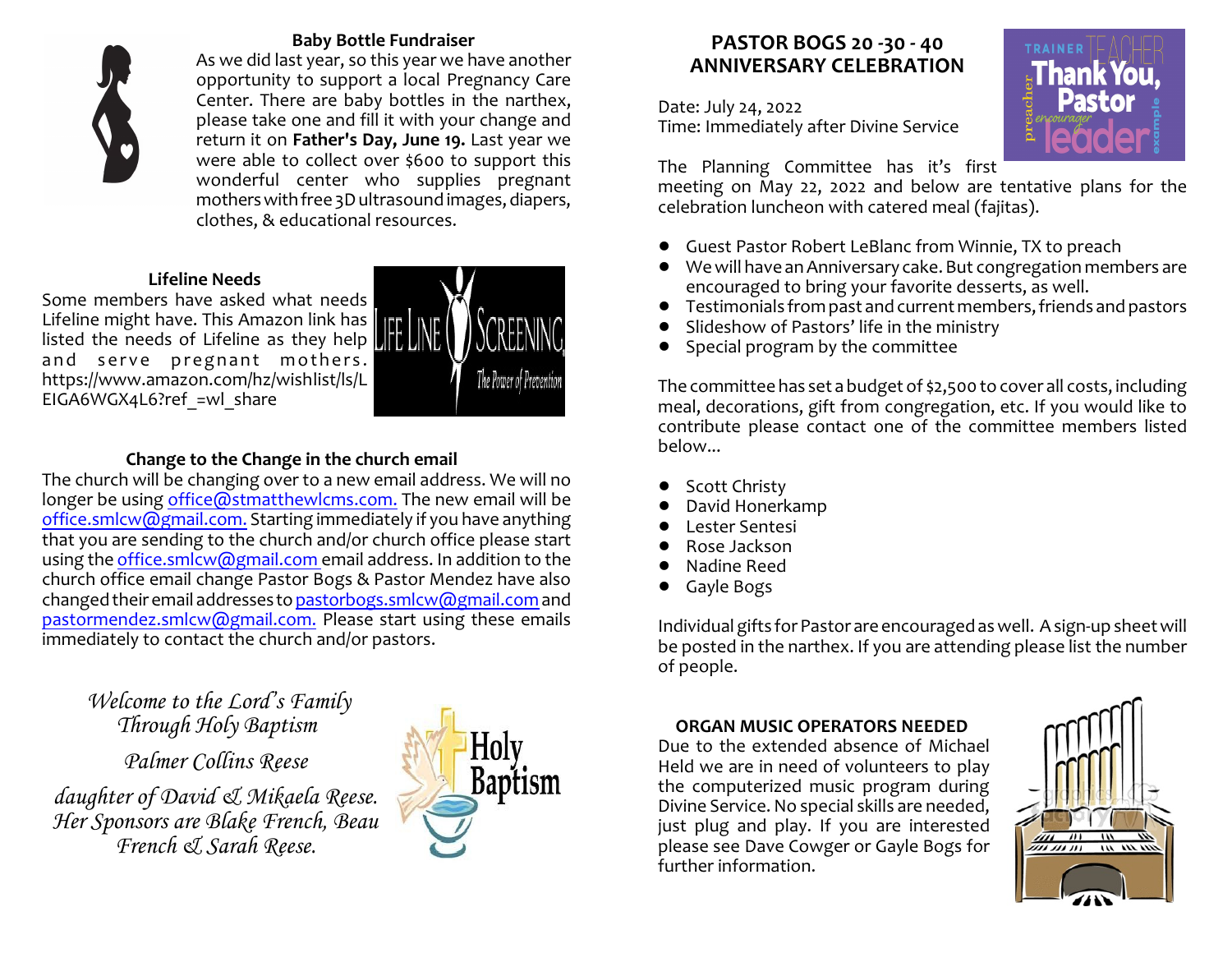### Baby Bottle Fundraiser

As we did last year, so this year we have another opportunity to support a local Pregnancy Care Center. There are baby bottles in the narthex, please take one and fill it with your change and return it on **Father's Day, June 19.** Last year we were able to collect over $600 to support this wonderful center who supplies pregnant mothers with free 3D ultrasound images, diapers, clothes, & educational resources.

### Lifeline Needs

Some members have asked what needs Lifeline might have. This Amazon link has listed the needs of Lifeline as they help and serve pregnant mothers. https://www.amazon.com/hz/wishlist/ls/LEIGA6WGX4L6?ref_=wl_share

### Change to the Change in the church email

The church will be changing over to a new email address. We will no longer be using office@stmatthewlcms.com. The new email will be office.smlcw@gmail.com. Starting immediately if you have anything that you are sending to the church and/or church office please start using the office.smlcw@gmail.com email address. In addition to the church office email change Pastor Bogs & Pastor Mendez have also changed their email addresses to pastorbogs.smlcw@gmail.com and pastormendez.smlcw@gmail.com. Please start using these emails immediately to contact the church and/or pastors.

*Welcome to the Lord's Family Through Holy Baptism*

*Palmer Collins Reese*

*daughter of David & Mikaela Reese. Her Sponsors are Blake French, Beau French & Sarah Reese.*

### PASTOR BOGS 20 -30 - 40 ANNIVERSARY CELEBRATION

Date: July 24, 2022
Time: Immediately after Divine Service

The Planning Committee has it's first meeting on May 22, 2022 and below are tentative plans for the celebration luncheon with catered meal (fajitas).

- Guest Pastor Robert LeBlanc from Winnie, TX to preach
- We will have an Anniversary cake. But congregation members are encouraged to bring your favorite desserts, as well.
- Testimonials from past and current members, friends and pastors
- Slideshow of Pastors' life in the ministry
- Special program by the committee

The committee has set a budget of $2,500 to cover all costs, including meal, decorations, gift from congregation, etc. If you would like to contribute please contact one of the committee members listed below...

- Scott Christy
- David Honerkamp
- Lester Sentesi
- Rose Jackson
- Nadine Reed
- Gayle Bogs

Individual gifts for Pastor are encouraged as well. A sign-up sheet will be posted in the narthex. If you are attending please list the number of people.

### ORGAN MUSIC OPERATORS NEEDED

Due to the extended absence of Michael Held we are in need of volunteers to play the computerized music program during Divine Service. No special skills are needed, just plug and play. If you are interested please see Dave Cowger or Gayle Bogs for further information.